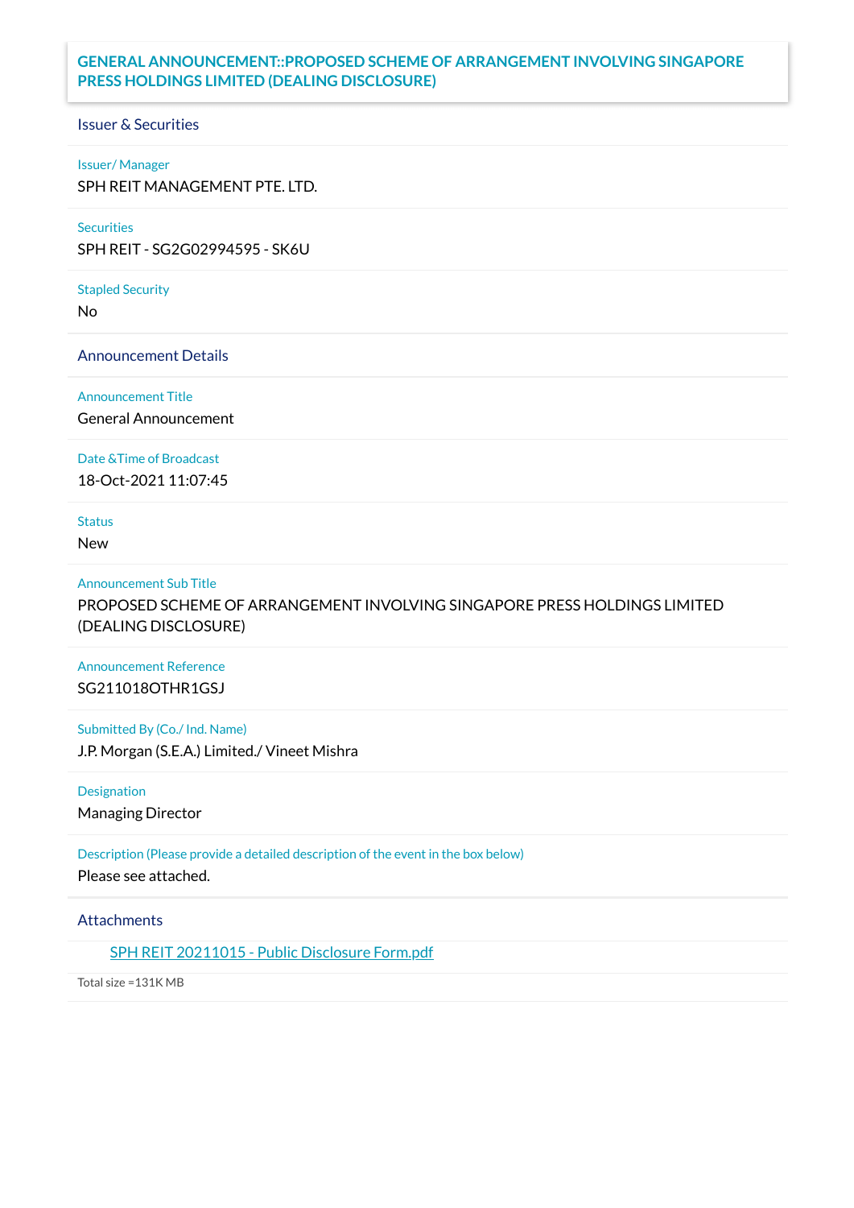# GENERAL ANNOUNCEMENT::PROPOSED SCHEME OF ARRANGEMENT INVOLVING SINGAPORE PRESS HOLDINGS LIMITED (DEALING DISCLOSURE)

## Issuer & Securities

**Issuer/ Manager**

SPH REIT MANAGEMENT PTE. LTD.

**Securities**

SPH REIT - SG2G02994595 - SK6U

**Stapled Security**

No

## Announcement Details

**Announcement Title**

General Announcement

**Date &Time of Broadcast**

18-Oct-2021 11:07:45

**Status**

New

**Announcement Sub Title**

PROPOSED SCHEME OF ARRANGEMENT INVOLVING SINGAPORE PRESS HOLDINGS LIMITED (DEALING DISCLOSURE)

**Announcement Reference**

SG211018OTHR1GSJ

**Submitted By (Co./ Ind. Name)**

J.P. Morgan (S.E.A.) Limited./ Vineet Mishra

**Designation**

Managing Director

**Description (Please provide a detailed description of the event in the box below)**

Please see attached.

## Attachments

SPH REIT 20211015 - Public Disclosure Form.pdf

Total size =131K MB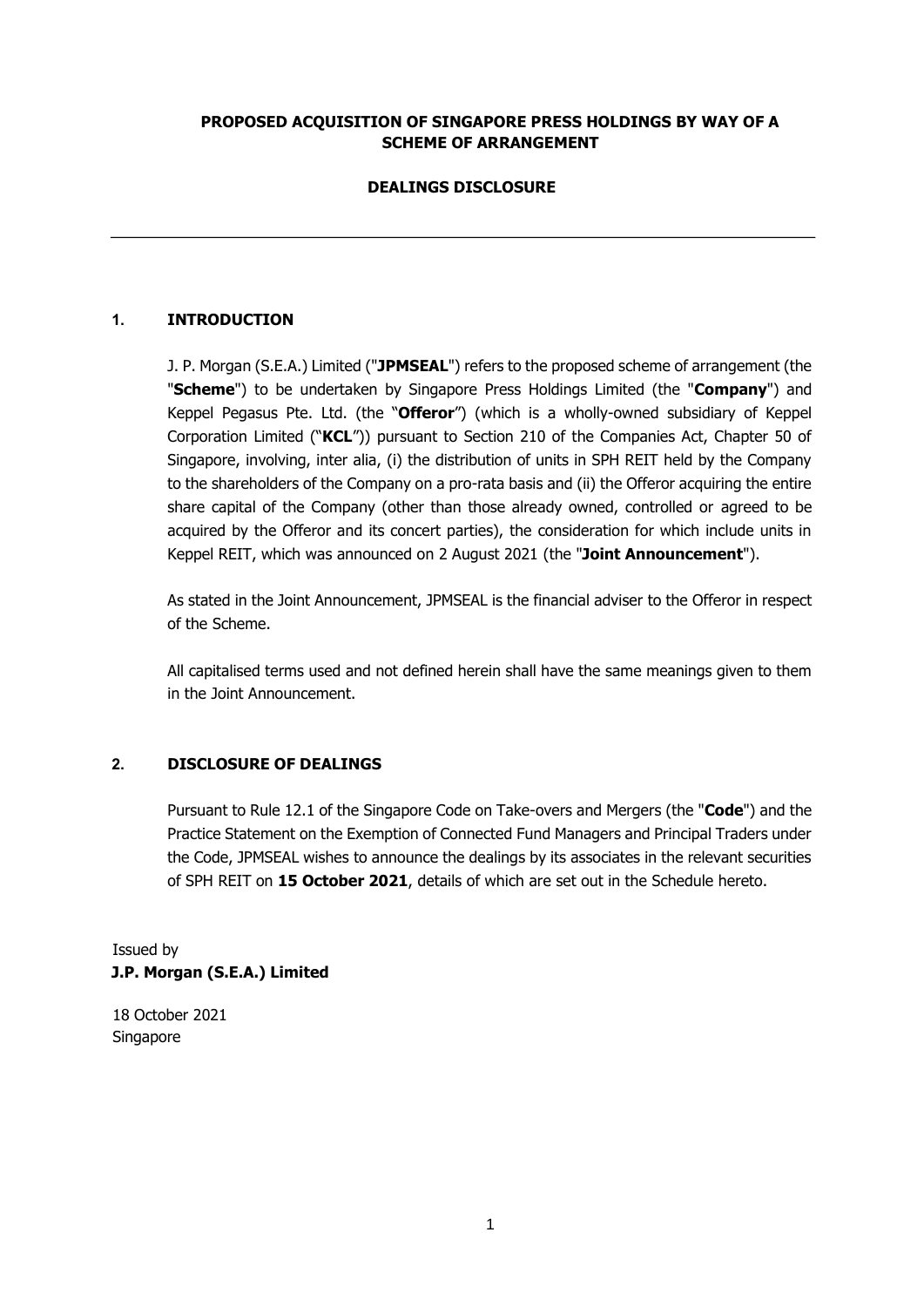**PROPOSED ACQUISITION OF SINGAPORE PRESS HOLDINGS BY WAY OF A SCHEME OF ARRANGEMENT**

**DEALINGS DISCLOSURE**

---

## 1. INTRODUCTION

J. P. Morgan (S.E.A.) Limited ("**JPMSEAL**") refers to the proposed scheme of arrangement (the "**Scheme**") to be undertaken by Singapore Press Holdings Limited (the "**Company**") and Keppel Pegasus Pte. Ltd. (the "**Offeror**") (which is a wholly-owned subsidiary of Keppel Corporation Limited ("**KCL**")) pursuant to Section 210 of the Companies Act, Chapter 50 of Singapore, involving, inter alia, (i) the distribution of units in SPH REIT held by the Company to the shareholders of the Company on a pro-rata basis and (ii) the Offeror acquiring the entire share capital of the Company (other than those already owned, controlled or agreed to be acquired by the Offeror and its concert parties), the consideration for which include units in Keppel REIT, which was announced on 2 August 2021 (the "**Joint Announcement**").

As stated in the Joint Announcement, JPMSEAL is the financial adviser to the Offeror in respect of the Scheme.

All capitalised terms used and not defined herein shall have the same meanings given to them in the Joint Announcement.

## 2. DISCLOSURE OF DEALINGS

Pursuant to Rule 12.1 of the Singapore Code on Take-overs and Mergers (the "**Code**") and the Practice Statement on the Exemption of Connected Fund Managers and Principal Traders under the Code, JPMSEAL wishes to announce the dealings by its associates in the relevant securities of SPH REIT on **15 October 2021**, details of which are set out in the Schedule hereto.

Issued by
**J.P. Morgan (S.E.A.) Limited**

18 October 2021
Singapore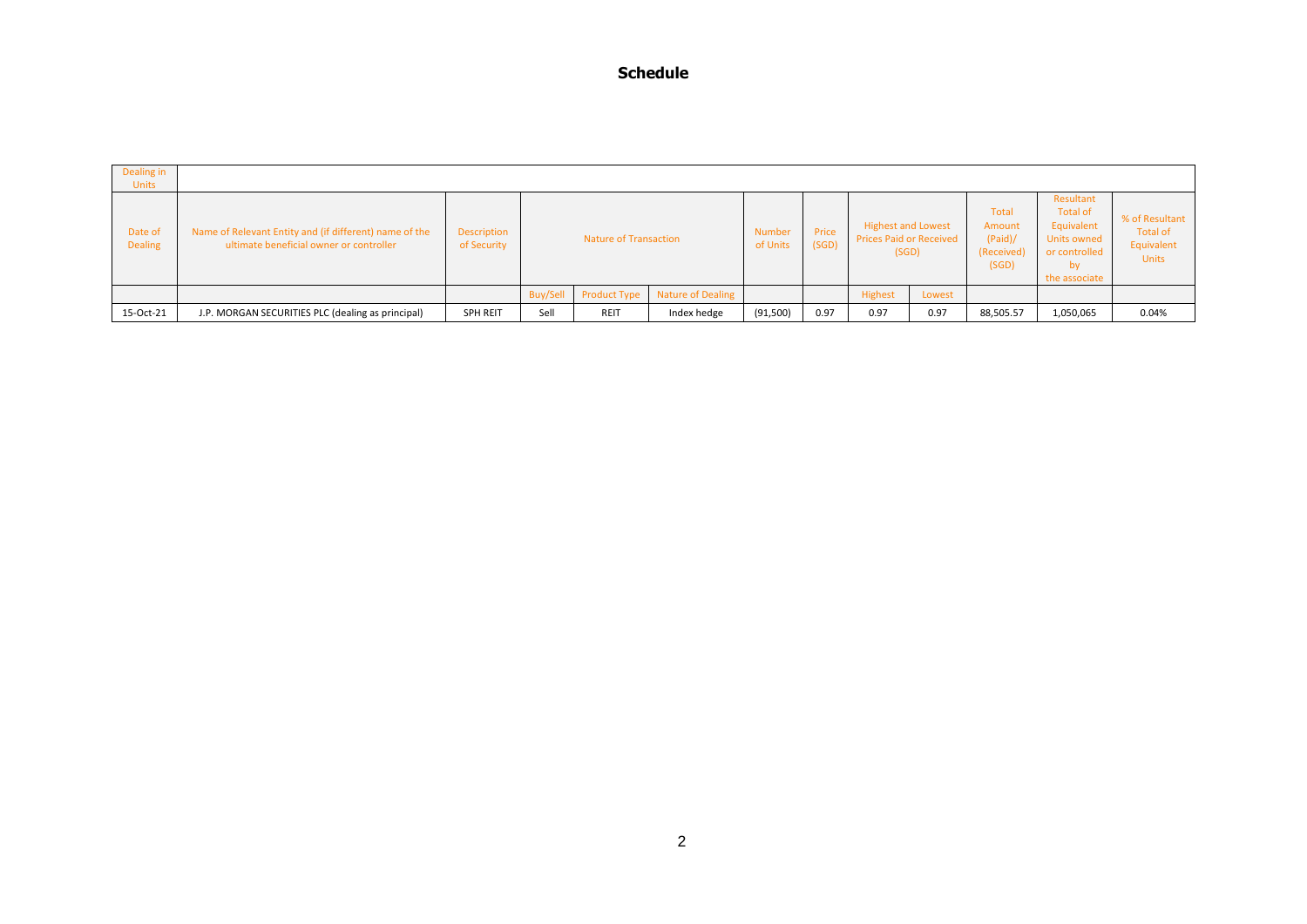# Schedule

| Dealing in Units | | | | | | | | | | | | | |
|---|---|---|---|---|---|---|---|---|---|---|---|---|---|
| Date of Dealing | Name of Relevant Entity and (if different) name of the ultimate beneficial owner or controller | Description of Security | Nature of Transaction | | | Number of Units | Price (SGD) | Highest and Lowest Prices Paid or Received (SGD) | | Total Amount (Paid)/ (Received) (SGD) | Resultant Total of Equivalent Units owned or controlled by the associate | % of Resultant Total of Equivalent Units |
| | | | Buy/Sell | Product Type | Nature of Dealing | | | Highest | Lowest | | | |
| 15-Oct-21 | J.P. MORGAN SECURITIES PLC (dealing as principal) | SPH REIT | Sell | REIT | Index hedge | (91,500) | 0.97 | 0.97 | 0.97 | 88,505.57 | 1,050,065 | 0.04% |